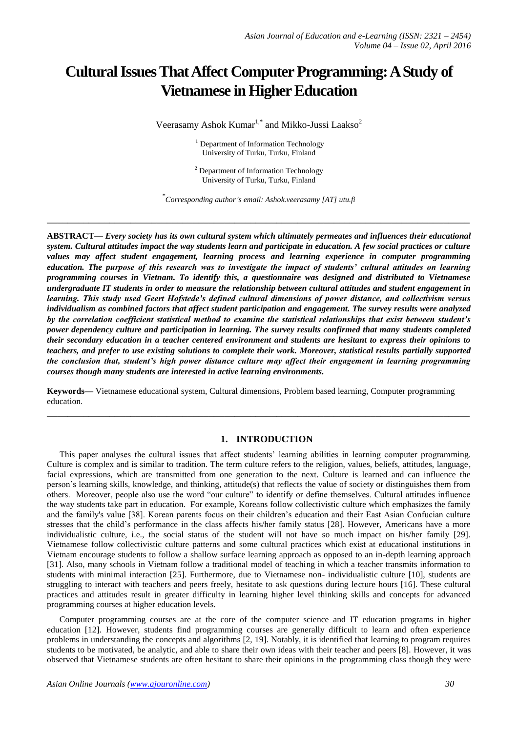# Cultural Issues That Affect Computer Programming: A Study of Vietnamese in Higher Education

Veerasamy Ashok Kumar[1,*] and Mikko-Jussi Laakso[2]

[1] Department of Information Technology
University of Turku, Turku, Finland

[2] Department of Information Technology
University of Turku, Turku, Finland

[*] *Corresponding author's email: Ashok.veerasamy [AT] utu.fi*

---

**ABSTRACT—** ***Every society has its own cultural system which ultimately permeates and influences their educational system. Cultural attitudes impact the way students learn and participate in education. A few social practices or culture values may affect student engagement, learning process and learning experience in computer programming education. The purpose of this research was to investigate the impact of students' cultural attitudes on learning programming courses in Vietnam. To identify this, a questionnaire was designed and distributed to Vietnamese undergraduate IT students in order to measure the relationship between cultural attitudes and student engagement in learning. This study used Geert Hofstede's defined cultural dimensions of power distance, and collectivism versus individualism as combined factors that affect student participation and engagement. The survey results were analyzed by the correlation coefficient statistical method to examine the statistical relationships that exist between student's power dependency culture and participation in learning. The survey results confirmed that many students completed their secondary education in a teacher centered environment and students are hesitant to express their opinions to teachers, and prefer to use existing solutions to complete their work. Moreover, statistical results partially supported the conclusion that, student's high power distance culture may affect their engagement in learning programming courses though many students are interested in active learning environments.***

**Keywords—** Vietnamese educational system, Cultural dimensions, Problem based learning, Computer programming education.

---

## 1. INTRODUCTION

This paper analyses the cultural issues that affect students' learning abilities in learning computer programming. Culture is complex and is similar to tradition. The term culture refers to the religion, values, beliefs, attitudes, language, facial expressions, which are transmitted from one generation to the next. Culture is learned and can influence the person's learning skills, knowledge, and thinking, attitude(s) that reflects the value of society or distinguishes them from others. Moreover, people also use the word "our culture" to identify or define themselves. Cultural attitudes influence the way students take part in education. For example, Koreans follow collectivistic culture which emphasizes the family and the family's value [38]. Korean parents focus on their children's education and their East Asian Confucian culture stresses that the child's performance in the class affects his/her family status [28]. However, Americans have a more individualistic culture, i.e., the social status of the student will not have so much impact on his/her family [29]. Vietnamese follow collectivistic culture patterns and some cultural practices which exist at educational institutions in Vietnam encourage students to follow a shallow surface learning approach as opposed to an in-depth learning approach [31]. Also, many schools in Vietnam follow a traditional model of teaching in which a teacher transmits information to students with minimal interaction [25]. Furthermore, due to Vietnamese non- individualistic culture [10], students are struggling to interact with teachers and peers freely, hesitate to ask questions during lecture hours [16]. These cultural practices and attitudes result in greater difficulty in learning higher level thinking skills and concepts for advanced programming courses at higher education levels.

Computer programming courses are at the core of the computer science and IT education programs in higher education [12]. However, students find programming courses are generally difficult to learn and often experience problems in understanding the concepts and algorithms [2, 19]. Notably, it is identified that learning to program requires students to be motivated, be analytic, and able to share their own ideas with their teacher and peers [8]. However, it was observed that Vietnamese students are often hesitant to share their opinions in the programming class though they were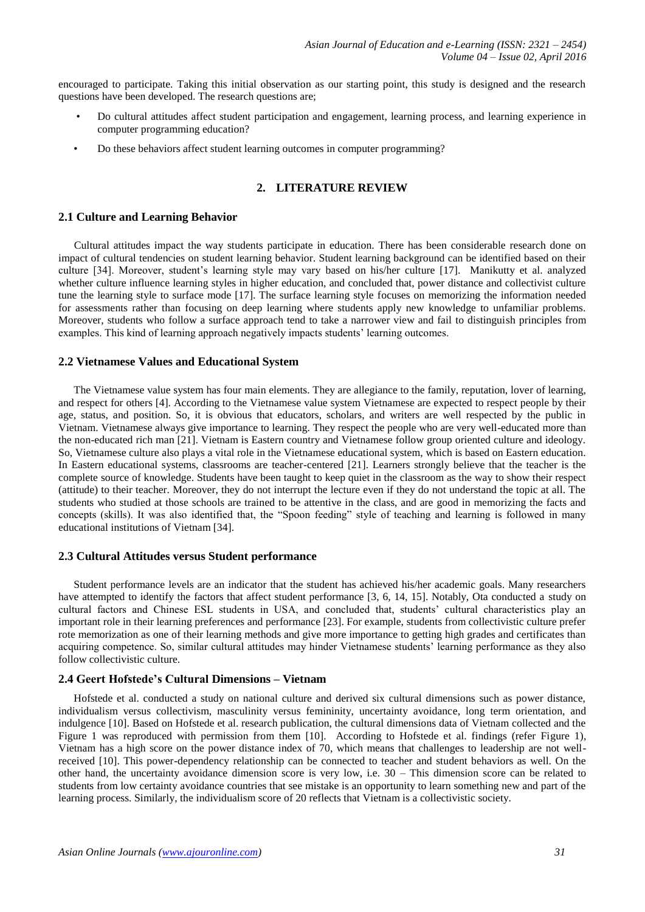encouraged to participate. Taking this initial observation as our starting point, this study is designed and the research questions have been developed. The research questions are;

- Do cultural attitudes affect student participation and engagement, learning process, and learning experience in computer programming education?
- Do these behaviors affect student learning outcomes in computer programming?

## 2. LITERATURE REVIEW

### 2.1 Culture and Learning Behavior

Cultural attitudes impact the way students participate in education. There has been considerable research done on impact of cultural tendencies on student learning behavior. Student learning background can be identified based on their culture [34]. Moreover, student's learning style may vary based on his/her culture [17]. Manikutty et al. analyzed whether culture influence learning styles in higher education, and concluded that, power distance and collectivist culture tune the learning style to surface mode [17]. The surface learning style focuses on memorizing the information needed for assessments rather than focusing on deep learning where students apply new knowledge to unfamiliar problems. Moreover, students who follow a surface approach tend to take a narrower view and fail to distinguish principles from examples. This kind of learning approach negatively impacts students' learning outcomes.

### 2.2 Vietnamese Values and Educational System

The Vietnamese value system has four main elements. They are allegiance to the family, reputation, lover of learning, and respect for others [4]. According to the Vietnamese value system Vietnamese are expected to respect people by their age, status, and position. So, it is obvious that educators, scholars, and writers are well respected by the public in Vietnam. Vietnamese always give importance to learning. They respect the people who are very well-educated more than the non-educated rich man [21]. Vietnam is Eastern country and Vietnamese follow group oriented culture and ideology. So, Vietnamese culture also plays a vital role in the Vietnamese educational system, which is based on Eastern education. In Eastern educational systems, classrooms are teacher-centered [21]. Learners strongly believe that the teacher is the complete source of knowledge. Students have been taught to keep quiet in the classroom as the way to show their respect (attitude) to their teacher. Moreover, they do not interrupt the lecture even if they do not understand the topic at all. The students who studied at those schools are trained to be attentive in the class, and are good in memorizing the facts and concepts (skills). It was also identified that, the "Spoon feeding" style of teaching and learning is followed in many educational institutions of Vietnam [34].

### 2.3 Cultural Attitudes versus Student performance

Student performance levels are an indicator that the student has achieved his/her academic goals. Many researchers have attempted to identify the factors that affect student performance [3, 6, 14, 15]. Notably, Ota conducted a study on cultural factors and Chinese ESL students in USA, and concluded that, students' cultural characteristics play an important role in their learning preferences and performance [23]. For example, students from collectivistic culture prefer rote memorization as one of their learning methods and give more importance to getting high grades and certificates than acquiring competence. So, similar cultural attitudes may hinder Vietnamese students' learning performance as they also follow collectivistic culture.

### 2.4 Geert Hofstede's Cultural Dimensions – Vietnam

Hofstede et al. conducted a study on national culture and derived six cultural dimensions such as power distance, individualism versus collectivism, masculinity versus femininity, uncertainty avoidance, long term orientation, and indulgence [10]. Based on Hofstede et al. research publication, the cultural dimensions data of Vietnam collected and the Figure 1 was reproduced with permission from them [10]. According to Hofstede et al. findings (refer Figure 1), Vietnam has a high score on the power distance index of 70, which means that challenges to leadership are not well-received [10]. This power-dependency relationship can be connected to teacher and student behaviors as well. On the other hand, the uncertainty avoidance dimension score is very low, i.e. 30 – This dimension score can be related to students from low certainty avoidance countries that see mistake is an opportunity to learn something new and part of the learning process. Similarly, the individualism score of 20 reflects that Vietnam is a collectivistic society.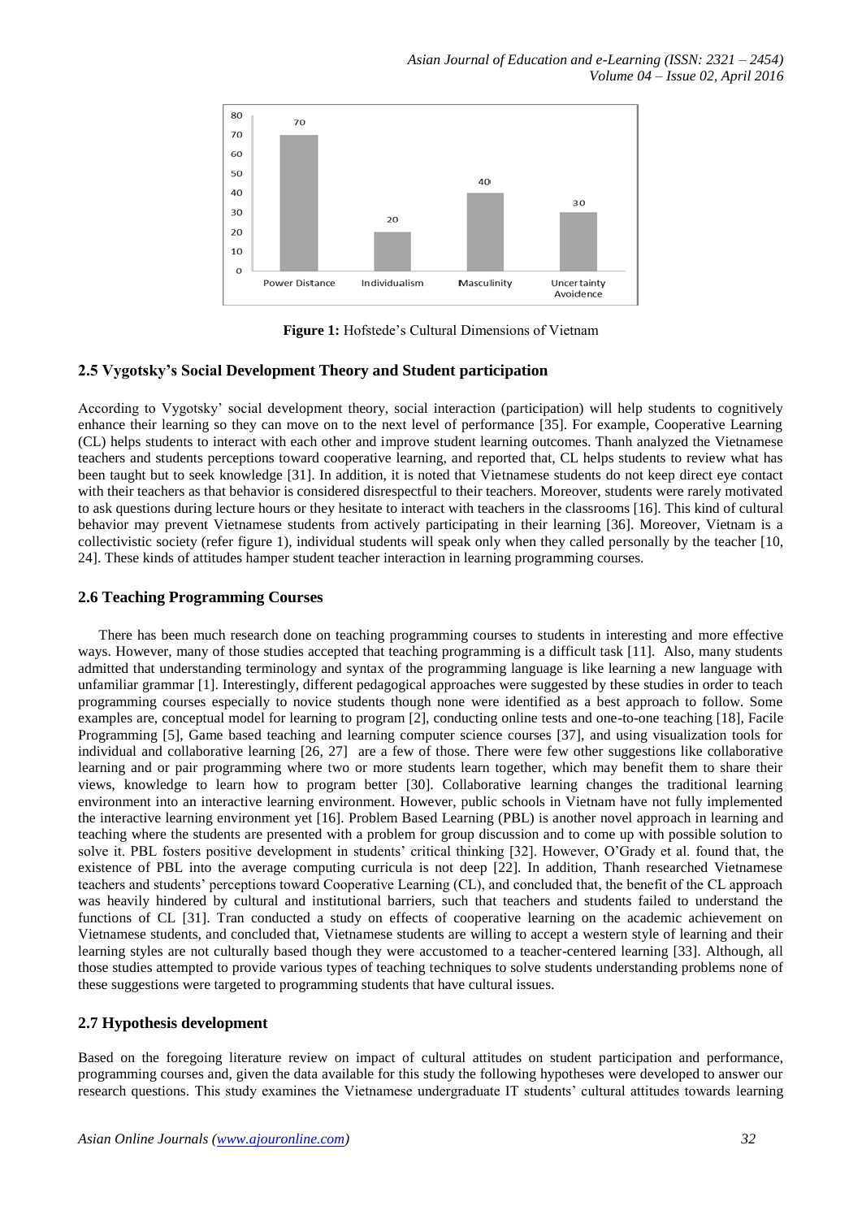Figure 1: Hofstede's Cultural Dimensions of Vietnam

| Dimension | Value |
|---|---|
| Power Distance | 70 |
| Individualism | 20 |
| Masculinity | 40 |
| Uncertainty Avoidence | 30 |

**Figure 1:** Hofstede's Cultural Dimensions of Vietnam

### 2.5 Vygotsky's Social Development Theory and Student participation

According to Vygotsky' social development theory, social interaction (participation) will help students to cognitively enhance their learning so they can move on to the next level of performance [35]. For example, Cooperative Learning (CL) helps students to interact with each other and improve student learning outcomes. Thanh analyzed the Vietnamese teachers and students perceptions toward cooperative learning, and reported that, CL helps students to review what has been taught but to seek knowledge [31]. In addition, it is noted that Vietnamese students do not keep direct eye contact with their teachers as that behavior is considered disrespectful to their teachers. Moreover, students were rarely motivated to ask questions during lecture hours or they hesitate to interact with teachers in the classrooms [16]. This kind of cultural behavior may prevent Vietnamese students from actively participating in their learning [36]. Moreover, Vietnam is a collectivistic society (refer figure 1), individual students will speak only when they called personally by the teacher [10, 24]. These kinds of attitudes hamper student teacher interaction in learning programming courses.

### 2.6 Teaching Programming Courses

There has been much research done on teaching programming courses to students in interesting and more effective ways. However, many of those studies accepted that teaching programming is a difficult task [11]. Also, many students admitted that understanding terminology and syntax of the programming language is like learning a new language with unfamiliar grammar [1]. Interestingly, different pedagogical approaches were suggested by these studies in order to teach programming courses especially to novice students though none were identified as a best approach to follow. Some examples are, conceptual model for learning to program [2], conducting online tests and one-to-one teaching [18], Facile Programming [5], Game based teaching and learning computer science courses [37], and using visualization tools for individual and collaborative learning [26, 27] are a few of those. There were few other suggestions like collaborative learning and or pair programming where two or more students learn together, which may benefit them to share their views, knowledge to learn how to program better [30]. Collaborative learning changes the traditional learning environment into an interactive learning environment. However, public schools in Vietnam have not fully implemented the interactive learning environment yet [16]. Problem Based Learning (PBL) is another novel approach in learning and teaching where the students are presented with a problem for group discussion and to come up with possible solution to solve it. PBL fosters positive development in students' critical thinking [32]. However, O'Grady et al. found that, the existence of PBL into the average computing curricula is not deep [22]. In addition, Thanh researched Vietnamese teachers and students' perceptions toward Cooperative Learning (CL), and concluded that, the benefit of the CL approach was heavily hindered by cultural and institutional barriers, such that teachers and students failed to understand the functions of CL [31]. Tran conducted a study on effects of cooperative learning on the academic achievement on Vietnamese students, and concluded that, Vietnamese students are willing to accept a western style of learning and their learning styles are not culturally based though they were accustomed to a teacher-centered learning [33]. Although, all those studies attempted to provide various types of teaching techniques to solve students understanding problems none of these suggestions were targeted to programming students that have cultural issues.

### 2.7 Hypothesis development

Based on the foregoing literature review on impact of cultural attitudes on student participation and performance, programming courses and, given the data available for this study the following hypotheses were developed to answer our research questions. This study examines the Vietnamese undergraduate IT students' cultural attitudes towards learning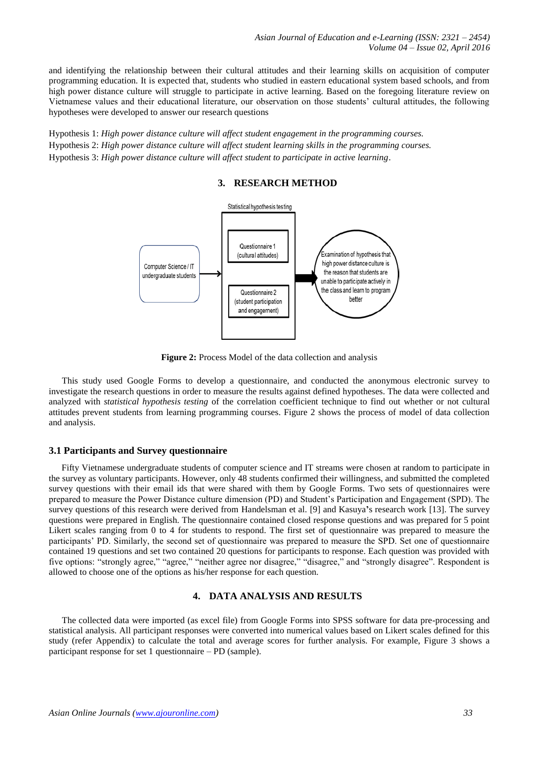and identifying the relationship between their cultural attitudes and their learning skills on acquisition of computer programming education. It is expected that, students who studied in eastern educational system based schools, and from high power distance culture will struggle to participate in active learning. Based on the foregoing literature review on Vietnamese values and their educational literature, our observation on those students' cultural attitudes, the following hypotheses were developed to answer our research questions

Hypothesis 1: *High power distance culture will affect student engagement in the programming courses.*
Hypothesis 2: *High power distance culture will affect student learning skills in the programming courses.*
Hypothesis 3: *High power distance culture will affect student to participate in active learning*.

## 3. RESEARCH METHOD

Statistical hypothesis testing

Computer Science / IT undergraduate students

Questionnaire 1 (cultural attitudes)

Questionnaire 2 (student participation and engagement)

Examination of hypothesis that high power distance culture is the reason that students are unable to participate actively in the class and learn to program better

**Figure 2:** Process Model of the data collection and analysis

This study used Google Forms to develop a questionnaire, and conducted the anonymous electronic survey to investigate the research questions in order to measure the results against defined hypotheses. The data were collected and analyzed with *statistical hypothesis testing* of the correlation coefficient technique to find out whether or not cultural attitudes prevent students from learning programming courses. Figure 2 shows the process of model of data collection and analysis.

### 3.1 Participants and Survey questionnaire

Fifty Vietnamese undergraduate students of computer science and IT streams were chosen at random to participate in the survey as voluntary participants. However, only 48 students confirmed their willingness, and submitted the completed survey questions with their email ids that were shared with them by Google Forms. Two sets of questionnaires were prepared to measure the Power Distance culture dimension (PD) and Student's Participation and Engagement (SPD). The survey questions of this research were derived from Handelsman et al. [9] and Kasuya's research work [13]. The survey questions were prepared in English. The questionnaire contained closed response questions and was prepared for 5 point Likert scales ranging from 0 to 4 for students to respond. The first set of questionnaire was prepared to measure the participants' PD. Similarly, the second set of questionnaire was prepared to measure the SPD. Set one of questionnaire contained 19 questions and set two contained 20 questions for participants to response. Each question was provided with five options: "strongly agree," "agree," "neither agree nor disagree," "disagree," and "strongly disagree". Respondent is allowed to choose one of the options as his/her response for each question.

## 4. DATA ANALYSIS AND RESULTS

The collected data were imported (as excel file) from Google Forms into SPSS software for data pre-processing and statistical analysis. All participant responses were converted into numerical values based on Likert scales defined for this study (refer Appendix) to calculate the total and average scores for further analysis. For example, Figure 3 shows a participant response for set 1 questionnaire – PD (sample).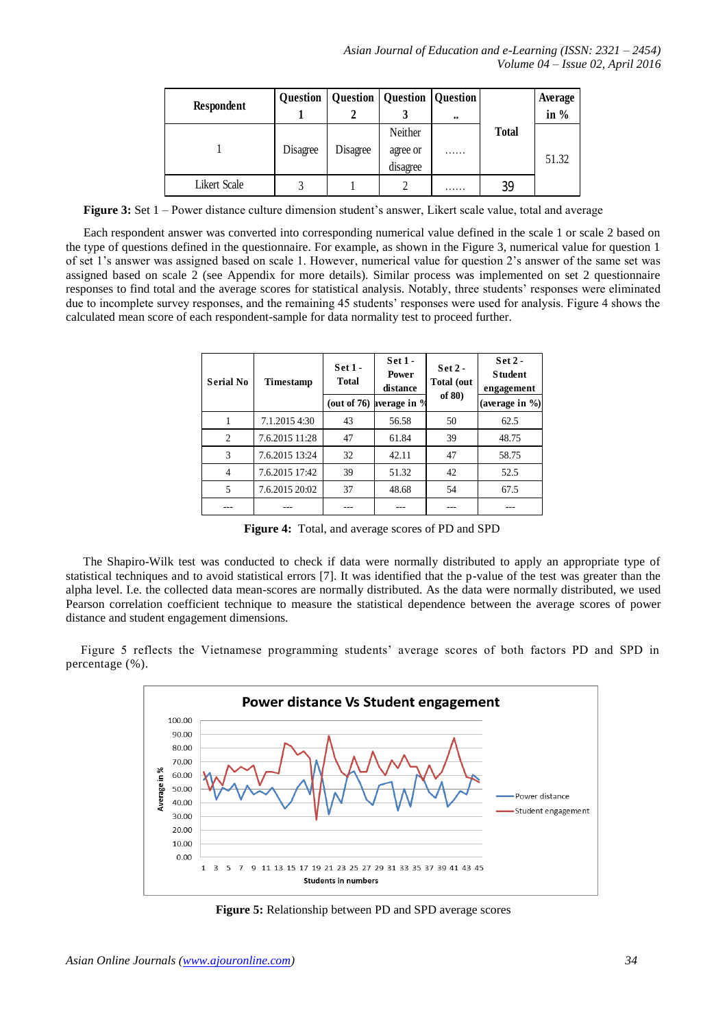| Respondent | Question 1 | Question 2 | Question 3 | Question .. | Total | Average in % |
|---|---|---|---|---|---|---|
| 1 | Disagree | Disagree | Neither agree or disagree | …… | | 51.32 |
| Likert Scale | 3 | 1 | 2 | …… | 39 | |

**Figure 3:** Set 1 – Power distance culture dimension student's answer, Likert scale value, total and average

Each respondent answer was converted into corresponding numerical value defined in the scale 1 or scale 2 based on the type of questions defined in the questionnaire. For example, as shown in the Figure 3, numerical value for question 1 of set 1's answer was assigned based on scale 1. However, numerical value for question 2's answer of the same set was assigned based on scale 2 (see Appendix for more details). Similar process was implemented on set 2 questionnaire responses to find total and the average scores for statistical analysis. Notably, three students' responses were eliminated due to incomplete survey responses, and the remaining 45 students' responses were used for analysis. Figure 4 shows the calculated mean score of each respondent-sample for data normality test to proceed further.

| Serial No | Timestamp | Set 1 - Total (out of 76) | Set 1 - Power distance average in % | Set 2 - Total (out of 80) | Set 2 - Student engagement (average in %) |
|---|---|---|---|---|---|
| 1 | 7.1.2015 4:30 | 43 | 56.58 | 50 | 62.5 |
| 2 | 7.6.2015 11:28 | 47 | 61.84 | 39 | 48.75 |
| 3 | 7.6.2015 13:24 | 32 | 42.11 | 47 | 58.75 |
| 4 | 7.6.2015 17:42 | 39 | 51.32 | 42 | 52.5 |
| 5 | 7.6.2015 20:02 | 37 | 48.68 | 54 | 67.5 |
| --- | --- | --- | --- | --- | --- |

**Figure 4:** Total, and average scores of PD and SPD

The Shapiro-Wilk test was conducted to check if data were normally distributed to apply an appropriate type of statistical techniques and to avoid statistical errors [7]. It was identified that the p-value of the test was greater than the alpha level. I.e. the collected data mean-scores are normally distributed. As the data were normally distributed, we used Pearson correlation coefficient technique to measure the statistical dependence between the average scores of power distance and student engagement dimensions.

Figure 5 reflects the Vietnamese programming students' average scores of both factors PD and SPD in percentage (%).

**Figure 5:** Relationship between PD and SPD average scores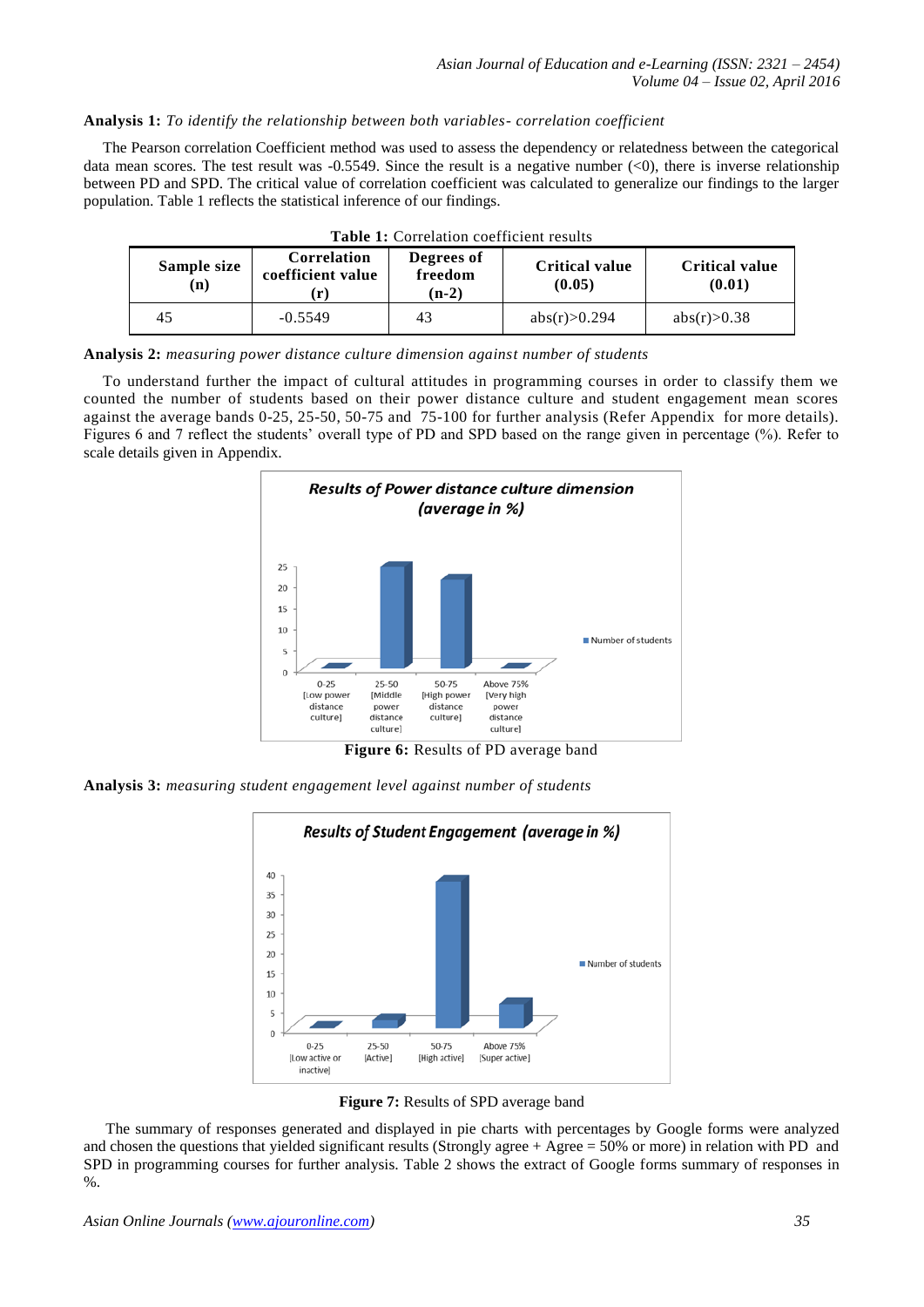**Analysis 1:** *To identify the relationship between both variables- correlation coefficient*

The Pearson correlation Coefficient method was used to assess the dependency or relatedness between the categorical data mean scores. The test result was -0.5549. Since the result is a negative number (<0), there is inverse relationship between PD and SPD. The critical value of correlation coefficient was calculated to generalize our findings to the larger population. Table 1 reflects the statistical inference of our findings.

**Table 1:** Correlation coefficient results

| Sample size (n) | Correlation coefficient value (r) | Degrees of freedom (n-2) | Critical value (0.05) | Critical value (0.01) |
|---|---|---|---|---|
| 45 | -0.5549 | 43 | abs(r)>0.294 | abs(r)>0.38 |

**Analysis 2:** *measuring power distance culture dimension against number of students*

To understand further the impact of cultural attitudes in programming courses in order to classify them we counted the number of students based on their power distance culture and student engagement mean scores against the average bands 0-25, 25-50, 50-75 and 75-100 for further analysis (Refer Appendix for more details). Figures 6 and 7 reflect the students' overall type of PD and SPD based on the range given in percentage (%). Refer to scale details given in Appendix.

**Figure 6:** Results of PD average band

**Analysis 3:** *measuring student engagement level against number of students*

**Figure 7:** Results of SPD average band

The summary of responses generated and displayed in pie charts with percentages by Google forms were analyzed and chosen the questions that yielded significant results (Strongly agree + Agree = 50% or more) in relation with PD and SPD in programming courses for further analysis. Table 2 shows the extract of Google forms summary of responses in %.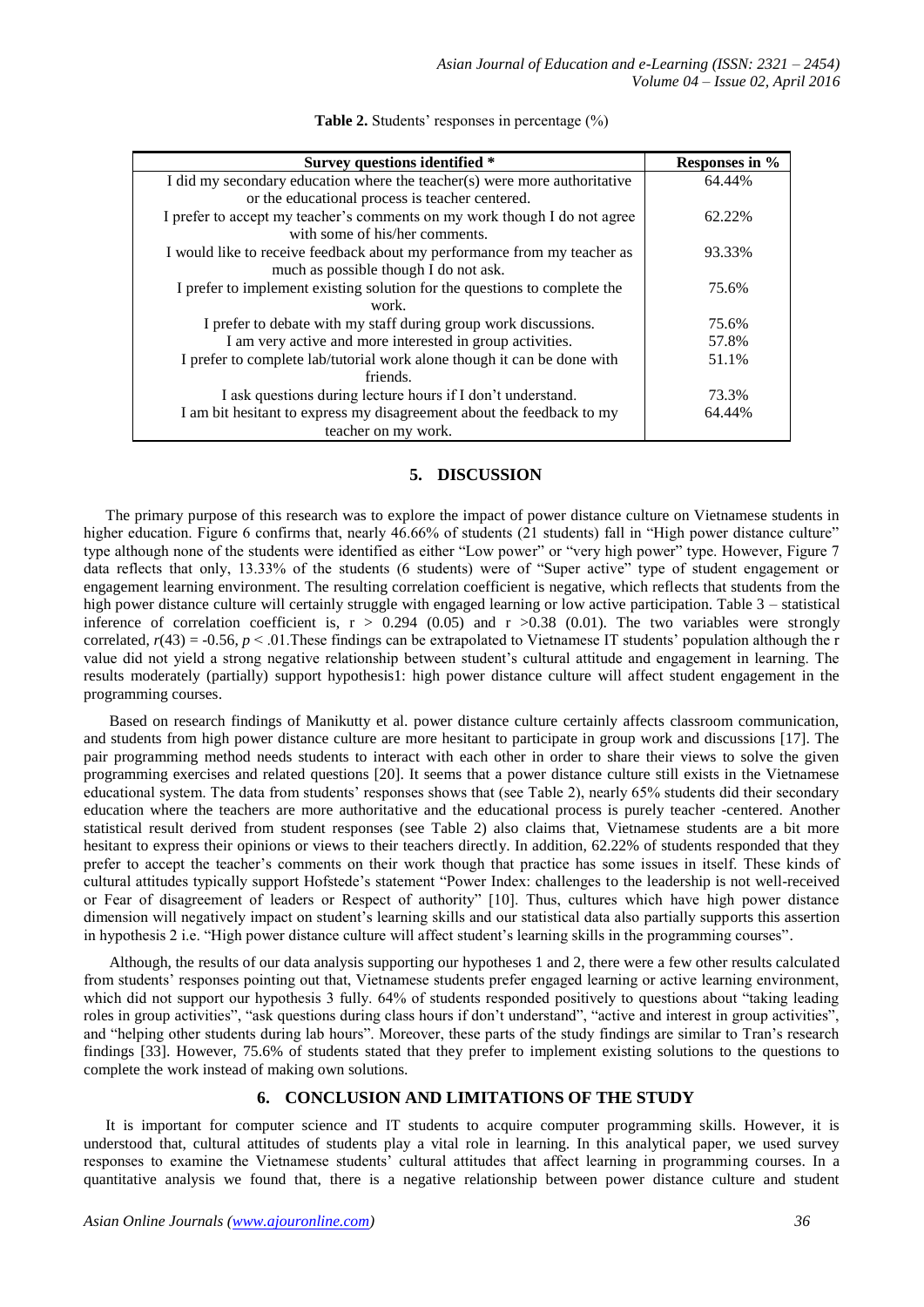**Table 2.** Students' responses in percentage (%)

| Survey questions identified * | Responses in % |
|---|---|
| I did my secondary education where the teacher(s) were more authoritative or the educational process is teacher centered. | 64.44% |
| I prefer to accept my teacher's comments on my work though I do not agree with some of his/her comments. | 62.22% |
| I would like to receive feedback about my performance from my teacher as much as possible though I do not ask. | 93.33% |
| I prefer to implement existing solution for the questions to complete the work. | 75.6% |
| I prefer to debate with my staff during group work discussions. | 75.6% |
| I am very active and more interested in group activities. | 57.8% |
| I prefer to complete lab/tutorial work alone though it can be done with friends. | 51.1% |
| I ask questions during lecture hours if I don't understand. | 73.3% |
| I am bit hesitant to express my disagreement about the feedback to my teacher on my work. | 64.44% |

## 5. DISCUSSION

The primary purpose of this research was to explore the impact of power distance culture on Vietnamese students in higher education. Figure 6 confirms that, nearly 46.66% of students (21 students) fall in "High power distance culture" type although none of the students were identified as either "Low power" or "very high power" type. However, Figure 7 data reflects that only, 13.33% of the students (6 students) were of "Super active" type of student engagement or engagement learning environment. The resulting correlation coefficient is negative, which reflects that students from the high power distance culture will certainly struggle with engaged learning or low active participation. Table 3 – statistical inference of correlation coefficient is, $r > 0.294$ (0.05) and $r > 0.38$ (0.01). The two variables were strongly correlated, $r(43) = -0.56$, $p < .01$. These findings can be extrapolated to Vietnamese IT students' population although the r value did not yield a strong negative relationship between student's cultural attitude and engagement in learning. The results moderately (partially) support hypothesis1: high power distance culture will affect student engagement in the programming courses.

Based on research findings of Manikutty et al. power distance culture certainly affects classroom communication, and students from high power distance culture are more hesitant to participate in group work and discussions [17]. The pair programming method needs students to interact with each other in order to share their views to solve the given programming exercises and related questions [20]. It seems that a power distance culture still exists in the Vietnamese educational system. The data from students' responses shows that (see Table 2), nearly 65% students did their secondary education where the teachers are more authoritative and the educational process is purely teacher -centered. Another statistical result derived from student responses (see Table 2) also claims that, Vietnamese students are a bit more hesitant to express their opinions or views to their teachers directly. In addition, 62.22% of students responded that they prefer to accept the teacher's comments on their work though that practice has some issues in itself. These kinds of cultural attitudes typically support Hofstede's statement "Power Index: challenges to the leadership is not well-received or Fear of disagreement of leaders or Respect of authority" [10]. Thus, cultures which have high power distance dimension will negatively impact on student's learning skills and our statistical data also partially supports this assertion in hypothesis 2 i.e. "High power distance culture will affect student's learning skills in the programming courses".

Although, the results of our data analysis supporting our hypotheses 1 and 2, there were a few other results calculated from students' responses pointing out that, Vietnamese students prefer engaged learning or active learning environment, which did not support our hypothesis 3 fully. 64% of students responded positively to questions about "taking leading roles in group activities", "ask questions during class hours if don't understand", "active and interest in group activities", and "helping other students during lab hours". Moreover, these parts of the study findings are similar to Tran's research findings [33]. However, 75.6% of students stated that they prefer to implement existing solutions to the questions to complete the work instead of making own solutions.

## 6. CONCLUSION AND LIMITATIONS OF THE STUDY

It is important for computer science and IT students to acquire computer programming skills. However, it is understood that, cultural attitudes of students play a vital role in learning. In this analytical paper, we used survey responses to examine the Vietnamese students' cultural attitudes that affect learning in programming courses. In a quantitative analysis we found that, there is a negative relationship between power distance culture and student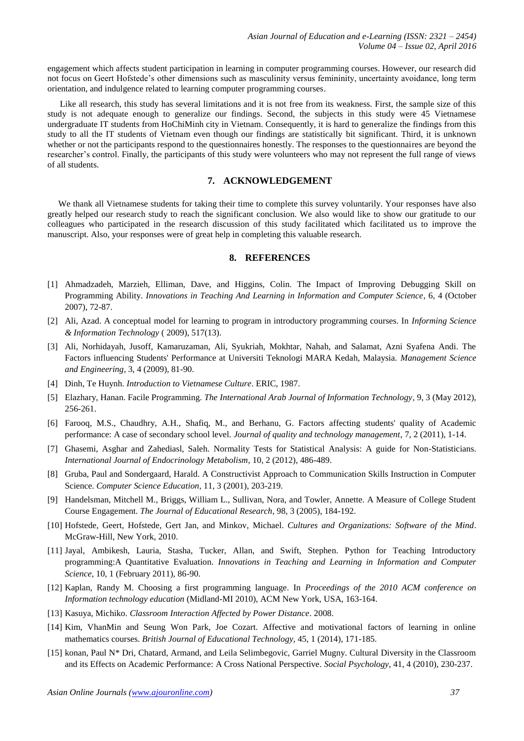engagement which affects student participation in learning in computer programming courses. However, our research did not focus on Geert Hofstede's other dimensions such as masculinity versus femininity, uncertainty avoidance, long term orientation, and indulgence related to learning computer programming courses.

Like all research, this study has several limitations and it is not free from its weakness. First, the sample size of this study is not adequate enough to generalize our findings. Second, the subjects in this study were 45 Vietnamese undergraduate IT students from HoChiMinh city in Vietnam. Consequently, it is hard to generalize the findings from this study to all the IT students of Vietnam even though our findings are statistically bit significant. Third, it is unknown whether or not the participants respond to the questionnaires honestly. The responses to the questionnaires are beyond the researcher's control. Finally, the participants of this study were volunteers who may not represent the full range of views of all students.

## 7. ACKNOWLEDGEMENT

We thank all Vietnamese students for taking their time to complete this survey voluntarily. Your responses have also greatly helped our research study to reach the significant conclusion. We also would like to show our gratitude to our colleagues who participated in the research discussion of this study facilitated which facilitated us to improve the manuscript. Also, your responses were of great help in completing this valuable research.

## 8. REFERENCES

[1] Ahmadzadeh, Marzieh, Elliman, Dave, and Higgins, Colin. The Impact of Improving Debugging Skill on Programming Ability. *Innovations in Teaching And Learning in Information and Computer Science*, 6, 4 (October 2007), 72-87.

[2] Ali, Azad. A conceptual model for learning to program in introductory programming courses. In *Informing Science & Information Technology* ( 2009), 517(13).

[3] Ali, Norhidayah, Jusoff, Kamaruzaman, Ali, Syukriah, Mokhtar, Nahah, and Salamat, Azni Syafena Andi. The Factors influencing Students' Performance at Universiti Teknologi MARA Kedah, Malaysia. *Management Science and Engineering*, 3, 4 (2009), 81-90.

[4] Dinh, Te Huynh. *Introduction to Vietnamese Culture*. ERIC, 1987.

[5] Elazhary, Hanan. Facile Programming. *The International Arab Journal of Information Technology*, 9, 3 (May 2012), 256-261.

[6] Farooq, M.S., Chaudhry, A.H., Shafiq, M., and Berhanu, G. Factors affecting students' quality of Academic performance: A case of secondary school level. *Journal of quality and technology management*, 7, 2 (2011), 1-14.

[7] Ghasemi, Asghar and Zahediasl, Saleh. Normality Tests for Statistical Analysis: A guide for Non-Statisticians. *International Journal of Endocrinology Metabolism*, 10, 2 (2012), 486-489.

[8] Gruba, Paul and Sondergaard, Harald. A Constructivist Approach to Communication Skills Instruction in Computer Science. *Computer Science Education*, 11, 3 (2001), 203-219.

[9] Handelsman, Mitchell M., Briggs, William L., Sullivan, Nora, and Towler, Annette. A Measure of College Student Course Engagement. *The Journal of Educational Research*, 98, 3 (2005), 184-192.

[10] Hofstede, Geert, Hofstede, Gert Jan, and Minkov, Michael. *Cultures and Organizations: Software of the Mind*. McGraw-Hill, New York, 2010.

[11] Jayal, Ambikesh, Lauria, Stasha, Tucker, Allan, and Swift, Stephen. Python for Teaching Introductory programming:A Quantitative Evaluation. *Innovations in Teaching and Learning in Information and Computer Science*, 10, 1 (February 2011), 86-90.

[12] Kaplan, Randy M. Choosing a first programming language. In *Proceedings of the 2010 ACM conference on Information technology education* (Midland-MI 2010), ACM New York, USA, 163-164.

[13] Kasuya, Michiko. *Classroom Interaction Affected by Power Distance*. 2008.

[14] Kim, VhanMin and Seung Won Park, Joe Cozart. Affective and motivational factors of learning in online mathematics courses. *British Journal of Educational Technology*, 45, 1 (2014), 171-185.

[15] konan, Paul N* Dri, Chatard, Armand, and Leila Selimbegovic, Garriel Mugny. Cultural Diversity in the Classroom and its Effects on Academic Performance: A Cross National Perspective. *Social Psychology*, 41, 4 (2010), 230-237.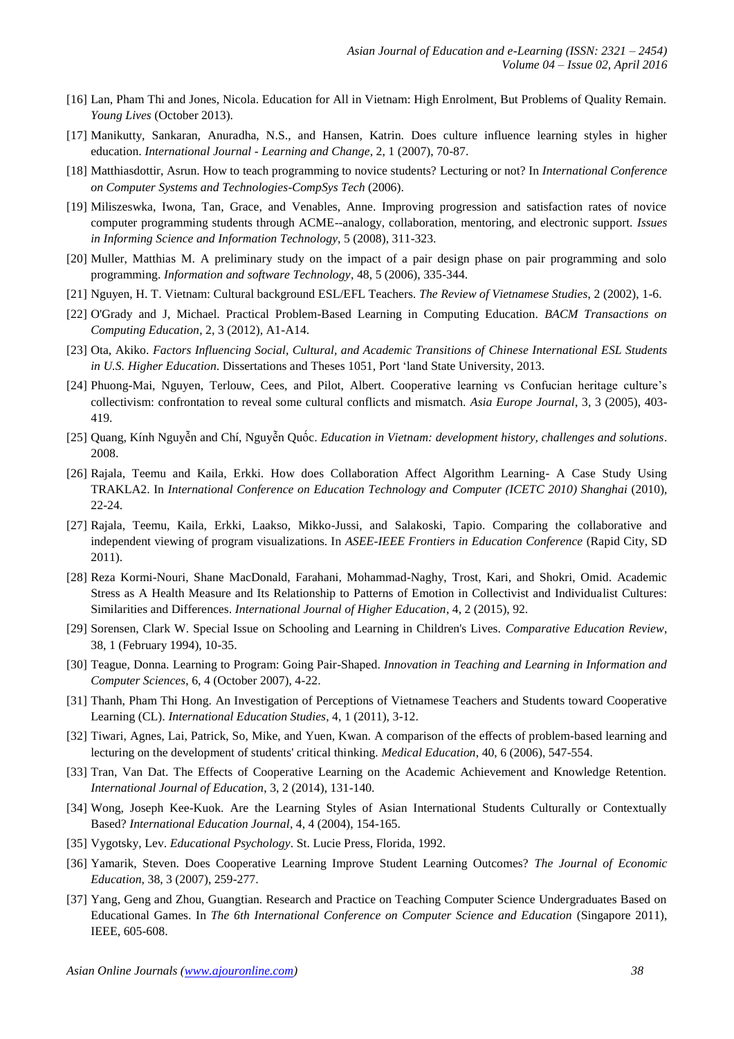[16] Lan, Pham Thi and Jones, Nicola. Education for All in Vietnam: High Enrolment, But Problems of Quality Remain. *Young Lives* (October 2013).

[17] Manikutty, Sankaran, Anuradha, N.S., and Hansen, Katrin. Does culture influence learning styles in higher education. *International Journal - Learning and Change*, 2, 1 (2007), 70-87.

[18] Matthiasdottir, Asrun. How to teach programming to novice students? Lecturing or not? In *International Conference on Computer Systems and Technologies-CompSys Tech* (2006).

[19] Miliszeswka, Iwona, Tan, Grace, and Venables, Anne. Improving progression and satisfaction rates of novice computer programming students through ACME--analogy, collaboration, mentoring, and electronic support. *Issues in Informing Science and Information Technology*, 5 (2008), 311-323.

[20] Muller, Matthias M. A preliminary study on the impact of a pair design phase on pair programming and solo programming. *Information and software Technology*, 48, 5 (2006), 335-344.

[21] Nguyen, H. T. Vietnam: Cultural background ESL/EFL Teachers. *The Review of Vietnamese Studies*, 2 (2002), 1-6.

[22] O'Grady and J, Michael. Practical Problem-Based Learning in Computing Education. *BACM Transactions on Computing Education*, 2, 3 (2012), A1-A14.

[23] Ota, Akiko. *Factors Influencing Social, Cultural, and Academic Transitions of Chinese International ESL Students in U.S. Higher Education*. Dissertations and Theses 1051, Port 'land State University, 2013.

[24] Phuong-Mai, Nguyen, Terlouw, Cees, and Pilot, Albert. Cooperative learning vs Confucian heritage culture's collectivism: confrontation to reveal some cultural conflicts and mismatch. *Asia Europe Journal*, 3, 3 (2005), 403-419.

[25] Quang, Kính Nguyễn and Chí, Nguyễn Quốc. *Education in Vietnam: development history, challenges and solutions*. 2008.

[26] Rajala, Teemu and Kaila, Erkki. How does Collaboration Affect Algorithm Learning- A Case Study Using TRAKLA2. In *International Conference on Education Technology and Computer (ICETC 2010) Shanghai* (2010), 22-24.

[27] Rajala, Teemu, Kaila, Erkki, Laakso, Mikko-Jussi, and Salakoski, Tapio. Comparing the collaborative and independent viewing of program visualizations. In *ASEE-IEEE Frontiers in Education Conference* (Rapid City, SD 2011).

[28] Reza Kormi-Nouri, Shane MacDonald, Farahani, Mohammad-Naghy, Trost, Kari, and Shokri, Omid. Academic Stress as A Health Measure and Its Relationship to Patterns of Emotion in Collectivist and Individualist Cultures: Similarities and Differences. *International Journal of Higher Education*, 4, 2 (2015), 92.

[29] Sorensen, Clark W. Special Issue on Schooling and Learning in Children's Lives. *Comparative Education Review*, 38, 1 (February 1994), 10-35.

[30] Teague, Donna. Learning to Program: Going Pair-Shaped. *Innovation in Teaching and Learning in Information and Computer Sciences*, 6, 4 (October 2007), 4-22.

[31] Thanh, Pham Thi Hong. An Investigation of Perceptions of Vietnamese Teachers and Students toward Cooperative Learning (CL). *International Education Studies*, 4, 1 (2011), 3-12.

[32] Tiwari, Agnes, Lai, Patrick, So, Mike, and Yuen, Kwan. A comparison of the effects of problem-based learning and lecturing on the development of students' critical thinking. *Medical Education*, 40, 6 (2006), 547-554.

[33] Tran, Van Dat. The Effects of Cooperative Learning on the Academic Achievement and Knowledge Retention. *International Journal of Education*, 3, 2 (2014), 131-140.

[34] Wong, Joseph Kee-Kuok. Are the Learning Styles of Asian International Students Culturally or Contextually Based? *International Education Journal*, 4, 4 (2004), 154-165.

[35] Vygotsky, Lev. *Educational Psychology*. St. Lucie Press, Florida, 1992.

[36] Yamarik, Steven. Does Cooperative Learning Improve Student Learning Outcomes? *The Journal of Economic Education*, 38, 3 (2007), 259-277.

[37] Yang, Geng and Zhou, Guangtian. Research and Practice on Teaching Computer Science Undergraduates Based on Educational Games. In *The 6th International Conference on Computer Science and Education* (Singapore 2011), IEEE, 605-608.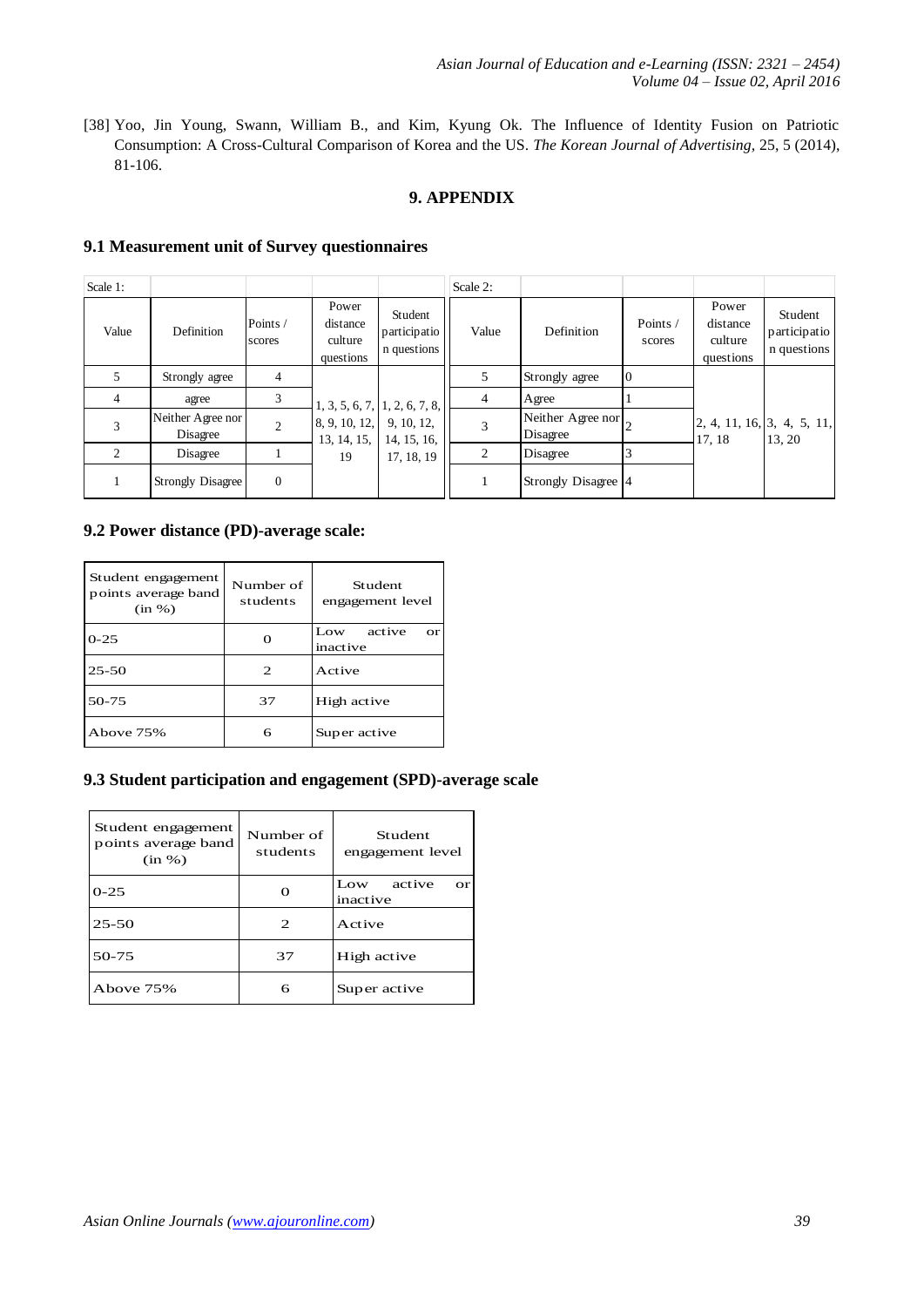[38] Yoo, Jin Young, Swann, William B., and Kim, Kyung Ok. The Influence of Identity Fusion on Patriotic Consumption: A Cross-Cultural Comparison of Korea and the US. *The Korean Journal of Advertising,* 25, 5 (2014), 81-106.

## 9. APPENDIX

### 9.1 Measurement unit of Survey questionnaires

| Scale 1: | | | | | Scale 2: | | | | |
|---|---|---|---|---|---|---|---|---|---|
| Value | Definition | Points / scores | Power distance culture questions | Student participation questions | Value | Definition | Points / scores | Power distance culture questions | Student participation questions |
| 5 | Strongly agree | 4 | 1, 3, 5, 6, 7, 8, 9, 10, 12, 13, 14, 15, 19 | 1, 2, 6, 7, 8, 9, 10, 12, 14, 15, 16, 17, 18, 19 | 5 | Strongly agree | 0 | 2, 4, 11, 16, 17, 18 | 3, 4, 5, 11, 13, 20 |
| 4 | agree | 3 | | | 4 | Agree | 1 | | |
| 3 | Neither Agree nor Disagree | 2 | | | 3 | Neither Agree nor Disagree | 2 | | |
| 2 | Disagree | 1 | | | 2 | Disagree | 3 | | |
| 1 | Strongly Disagree | 0 | | | 1 | Strongly Disagree | 4 | | |

### 9.2 Power distance (PD)-average scale:

| Student engagement points average band (in %) | Number of students | Student engagement level |
|---|---|---|
| 0-25 | 0 | Low active or inactive |
| 25-50 | 2 | Active |
| 50-75 | 37 | High active |
| Above 75% | 6 | Super active |

### 9.3 Student participation and engagement (SPD)-average scale

| Student engagement points average band (in %) | Number of students | Student engagement level |
|---|---|---|
| 0-25 | 0 | Low active or inactive |
| 25-50 | 2 | Active |
| 50-75 | 37 | High active |
| Above 75% | 6 | Super active |